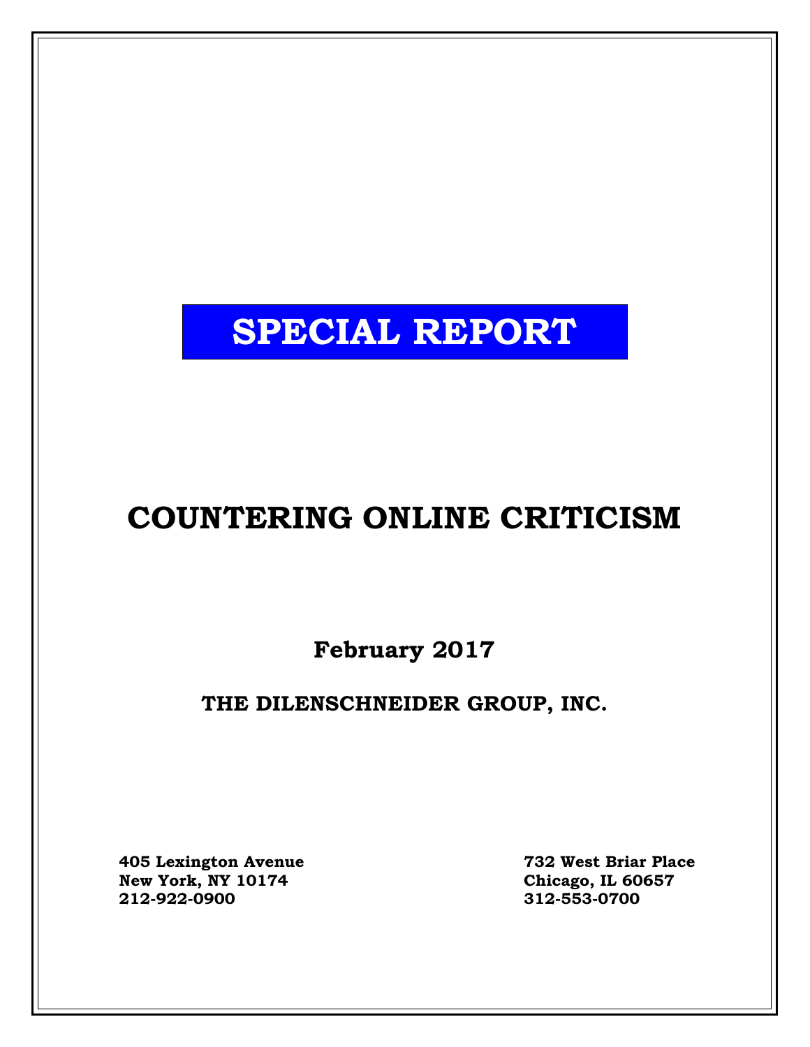# SPECIAL REPORT

# COUNTERING ONLINE CRITICISM

**February 2017**

**THE DILENSCHNEIDER GROUP, INC.**

**405 Lexington Avenue**
**New York, NY 10174**
**212-922-0900**

**732 West Briar Place**
**Chicago, IL 60657**
**312-553-0700**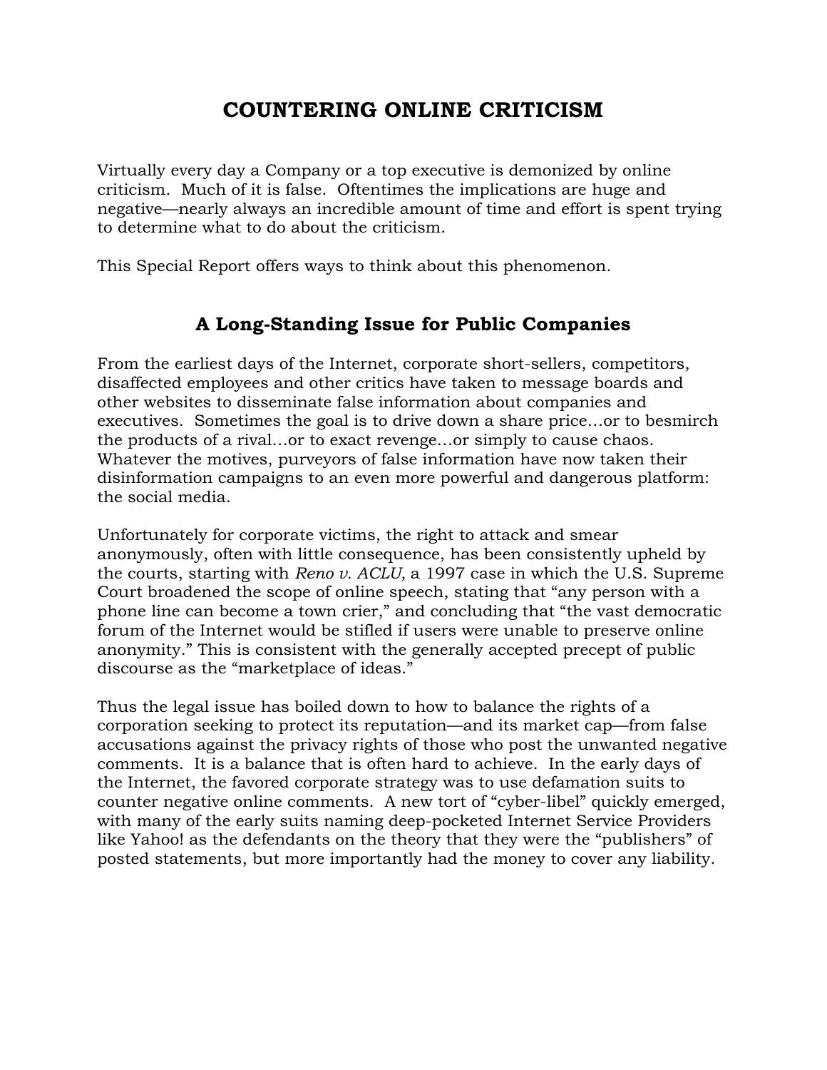# COUNTERING ONLINE CRITICISM

Virtually every day a Company or a top executive is demonized by online criticism. Much of it is false. Oftentimes the implications are huge and negative—nearly always an incredible amount of time and effort is spent trying to determine what to do about the criticism.

This Special Report offers ways to think about this phenomenon.

## A Long-Standing Issue for Public Companies

From the earliest days of the Internet, corporate short-sellers, competitors, disaffected employees and other critics have taken to message boards and other websites to disseminate false information about companies and executives. Sometimes the goal is to drive down a share price…or to besmirch the products of a rival…or to exact revenge…or simply to cause chaos. Whatever the motives, purveyors of false information have now taken their disinformation campaigns to an even more powerful and dangerous platform: the social media.

Unfortunately for corporate victims, the right to attack and smear anonymously, often with little consequence, has been consistently upheld by the courts, starting with *Reno v. ACLU,* a 1997 case in which the U.S. Supreme Court broadened the scope of online speech, stating that "any person with a phone line can become a town crier," and concluding that "the vast democratic forum of the Internet would be stifled if users were unable to preserve online anonymity." This is consistent with the generally accepted precept of public discourse as the "marketplace of ideas."

Thus the legal issue has boiled down to how to balance the rights of a corporation seeking to protect its reputation—and its market cap—from false accusations against the privacy rights of those who post the unwanted negative comments. It is a balance that is often hard to achieve. In the early days of the Internet, the favored corporate strategy was to use defamation suits to counter negative online comments. A new tort of "cyber-libel" quickly emerged, with many of the early suits naming deep-pocketed Internet Service Providers like Yahoo! as the defendants on the theory that they were the "publishers" of posted statements, but more importantly had the money to cover any liability.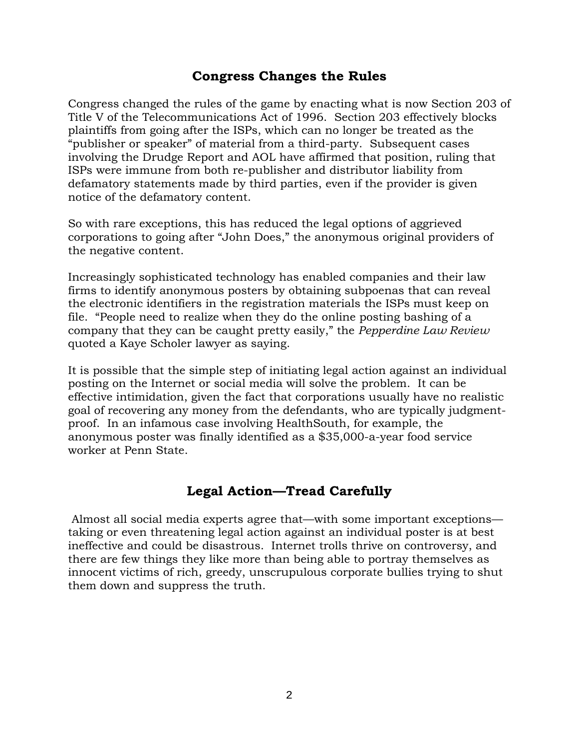## Congress Changes the Rules

Congress changed the rules of the game by enacting what is now Section 203 of Title V of the Telecommunications Act of 1996. Section 203 effectively blocks plaintiffs from going after the ISPs, which can no longer be treated as the "publisher or speaker" of material from a third-party. Subsequent cases involving the Drudge Report and AOL have affirmed that position, ruling that ISPs were immune from both re-publisher and distributor liability from defamatory statements made by third parties, even if the provider is given notice of the defamatory content.

So with rare exceptions, this has reduced the legal options of aggrieved corporations to going after "John Does," the anonymous original providers of the negative content.

Increasingly sophisticated technology has enabled companies and their law firms to identify anonymous posters by obtaining subpoenas that can reveal the electronic identifiers in the registration materials the ISPs must keep on file. "People need to realize when they do the online posting bashing of a company that they can be caught pretty easily," the *Pepperdine Law Review* quoted a Kaye Scholer lawyer as saying.

It is possible that the simple step of initiating legal action against an individual posting on the Internet or social media will solve the problem. It can be effective intimidation, given the fact that corporations usually have no realistic goal of recovering any money from the defendants, who are typically judgment-proof. In an infamous case involving HealthSouth, for example, the anonymous poster was finally identified as a $35,000-a-year food service worker at Penn State.

## Legal Action—Tread Carefully

Almost all social media experts agree that—with some important exceptions—taking or even threatening legal action against an individual poster is at best ineffective and could be disastrous. Internet trolls thrive on controversy, and there are few things they like more than being able to portray themselves as innocent victims of rich, greedy, unscrupulous corporate bullies trying to shut them down and suppress the truth.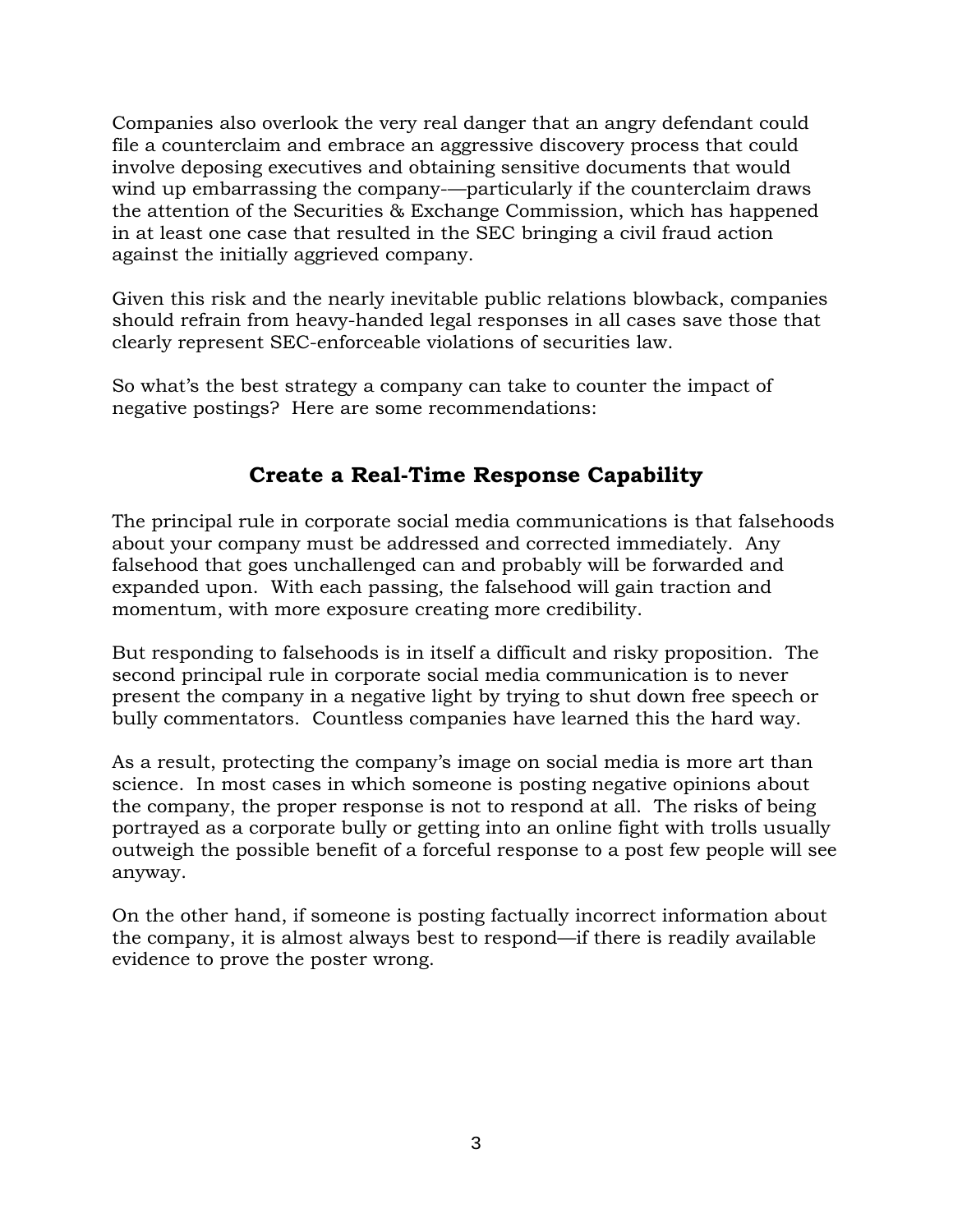Companies also overlook the very real danger that an angry defendant could file a counterclaim and embrace an aggressive discovery process that could involve deposing executives and obtaining sensitive documents that would wind up embarrassing the company-—particularly if the counterclaim draws the attention of the Securities & Exchange Commission, which has happened in at least one case that resulted in the SEC bringing a civil fraud action against the initially aggrieved company.

Given this risk and the nearly inevitable public relations blowback, companies should refrain from heavy-handed legal responses in all cases save those that clearly represent SEC-enforceable violations of securities law.

So what's the best strategy a company can take to counter the impact of negative postings? Here are some recommendations:

## Create a Real-Time Response Capability

The principal rule in corporate social media communications is that falsehoods about your company must be addressed and corrected immediately. Any falsehood that goes unchallenged can and probably will be forwarded and expanded upon. With each passing, the falsehood will gain traction and momentum, with more exposure creating more credibility.

But responding to falsehoods is in itself a difficult and risky proposition. The second principal rule in corporate social media communication is to never present the company in a negative light by trying to shut down free speech or bully commentators. Countless companies have learned this the hard way.

As a result, protecting the company's image on social media is more art than science. In most cases in which someone is posting negative opinions about the company, the proper response is not to respond at all. The risks of being portrayed as a corporate bully or getting into an online fight with trolls usually outweigh the possible benefit of a forceful response to a post few people will see anyway.

On the other hand, if someone is posting factually incorrect information about the company, it is almost always best to respond—if there is readily available evidence to prove the poster wrong.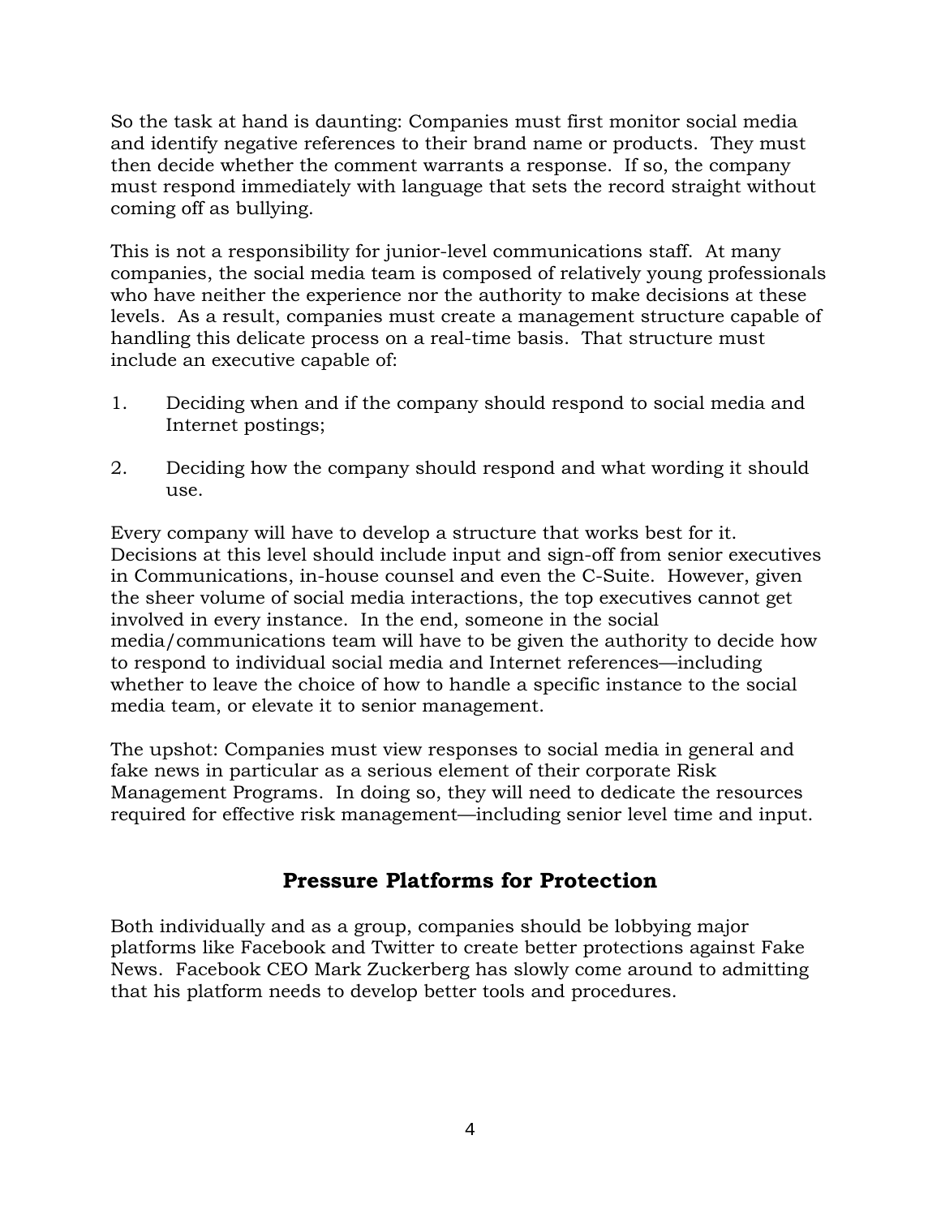So the task at hand is daunting: Companies must first monitor social media and identify negative references to their brand name or products. They must then decide whether the comment warrants a response. If so, the company must respond immediately with language that sets the record straight without coming off as bullying.

This is not a responsibility for junior-level communications staff. At many companies, the social media team is composed of relatively young professionals who have neither the experience nor the authority to make decisions at these levels. As a result, companies must create a management structure capable of handling this delicate process on a real-time basis. That structure must include an executive capable of:

1. Deciding when and if the company should respond to social media and Internet postings;

2. Deciding how the company should respond and what wording it should use.

Every company will have to develop a structure that works best for it. Decisions at this level should include input and sign-off from senior executives in Communications, in-house counsel and even the C-Suite. However, given the sheer volume of social media interactions, the top executives cannot get involved in every instance. In the end, someone in the social media/communications team will have to be given the authority to decide how to respond to individual social media and Internet references—including whether to leave the choice of how to handle a specific instance to the social media team, or elevate it to senior management.

The upshot: Companies must view responses to social media in general and fake news in particular as a serious element of their corporate Risk Management Programs. In doing so, they will need to dedicate the resources required for effective risk management—including senior level time and input.

## Pressure Platforms for Protection

Both individually and as a group, companies should be lobbying major platforms like Facebook and Twitter to create better protections against Fake News. Facebook CEO Mark Zuckerberg has slowly come around to admitting that his platform needs to develop better tools and procedures.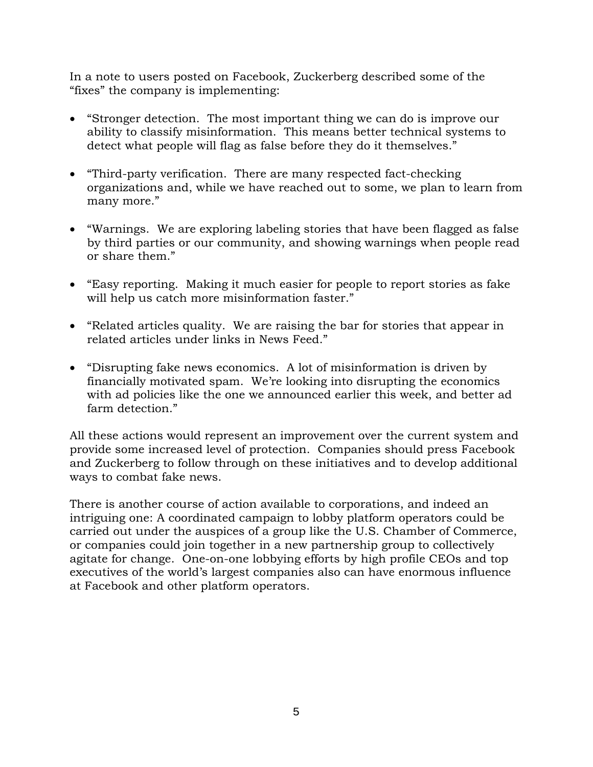In a note to users posted on Facebook, Zuckerberg described some of the “fixes” the company is implementing:

- “Stronger detection. The most important thing we can do is improve our ability to classify misinformation. This means better technical systems to detect what people will flag as false before they do it themselves.”

- “Third-party verification. There are many respected fact-checking organizations and, while we have reached out to some, we plan to learn from many more.”

- “Warnings. We are exploring labeling stories that have been flagged as false by third parties or our community, and showing warnings when people read or share them.”

- “Easy reporting. Making it much easier for people to report stories as fake will help us catch more misinformation faster.”

- “Related articles quality. We are raising the bar for stories that appear in related articles under links in News Feed.”

- “Disrupting fake news economics. A lot of misinformation is driven by financially motivated spam. We’re looking into disrupting the economics with ad policies like the one we announced earlier this week, and better ad farm detection.”

All these actions would represent an improvement over the current system and provide some increased level of protection. Companies should press Facebook and Zuckerberg to follow through on these initiatives and to develop additional ways to combat fake news.

There is another course of action available to corporations, and indeed an intriguing one: A coordinated campaign to lobby platform operators could be carried out under the auspices of a group like the U.S. Chamber of Commerce, or companies could join together in a new partnership group to collectively agitate for change. One-on-one lobbying efforts by high profile CEOs and top executives of the world’s largest companies also can have enormous influence at Facebook and other platform operators.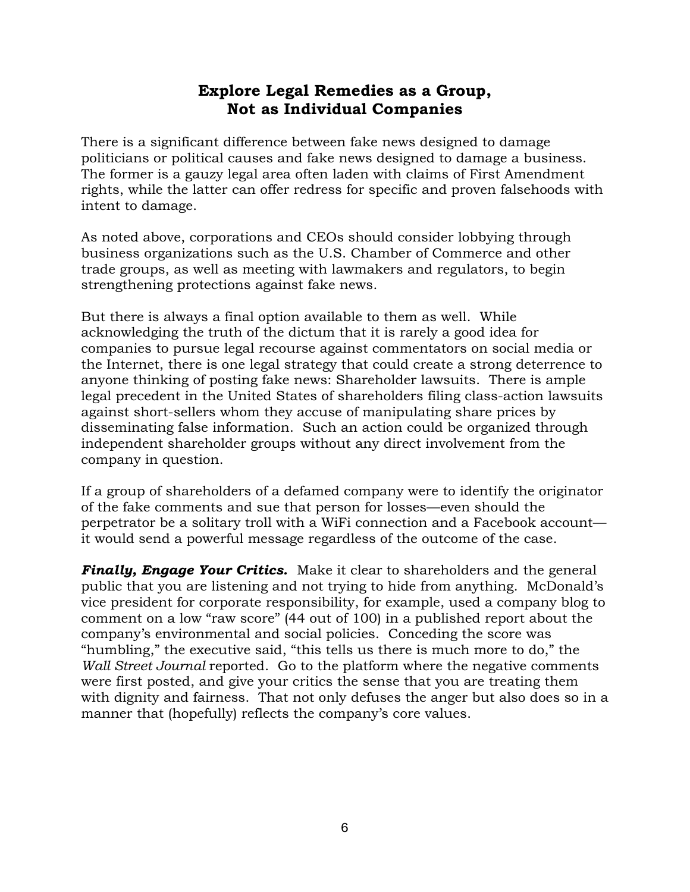## Explore Legal Remedies as a Group, Not as Individual Companies

There is a significant difference between fake news designed to damage politicians or political causes and fake news designed to damage a business. The former is a gauzy legal area often laden with claims of First Amendment rights, while the latter can offer redress for specific and proven falsehoods with intent to damage.

As noted above, corporations and CEOs should consider lobbying through business organizations such as the U.S. Chamber of Commerce and other trade groups, as well as meeting with lawmakers and regulators, to begin strengthening protections against fake news.

But there is always a final option available to them as well. While acknowledging the truth of the dictum that it is rarely a good idea for companies to pursue legal recourse against commentators on social media or the Internet, there is one legal strategy that could create a strong deterrence to anyone thinking of posting fake news: Shareholder lawsuits. There is ample legal precedent in the United States of shareholders filing class-action lawsuits against short-sellers whom they accuse of manipulating share prices by disseminating false information. Such an action could be organized through independent shareholder groups without any direct involvement from the company in question.

If a group of shareholders of a defamed company were to identify the originator of the fake comments and sue that person for losses—even should the perpetrator be a solitary troll with a WiFi connection and a Facebook account—it would send a powerful message regardless of the outcome of the case.

***Finally, Engage Your Critics.*** Make it clear to shareholders and the general public that you are listening and not trying to hide from anything. McDonald's vice president for corporate responsibility, for example, used a company blog to comment on a low "raw score" (44 out of 100) in a published report about the company's environmental and social policies. Conceding the score was "humbling," the executive said, "this tells us there is much more to do," the *Wall Street Journal* reported. Go to the platform where the negative comments were first posted, and give your critics the sense that you are treating them with dignity and fairness. That not only defuses the anger but also does so in a manner that (hopefully) reflects the company's core values.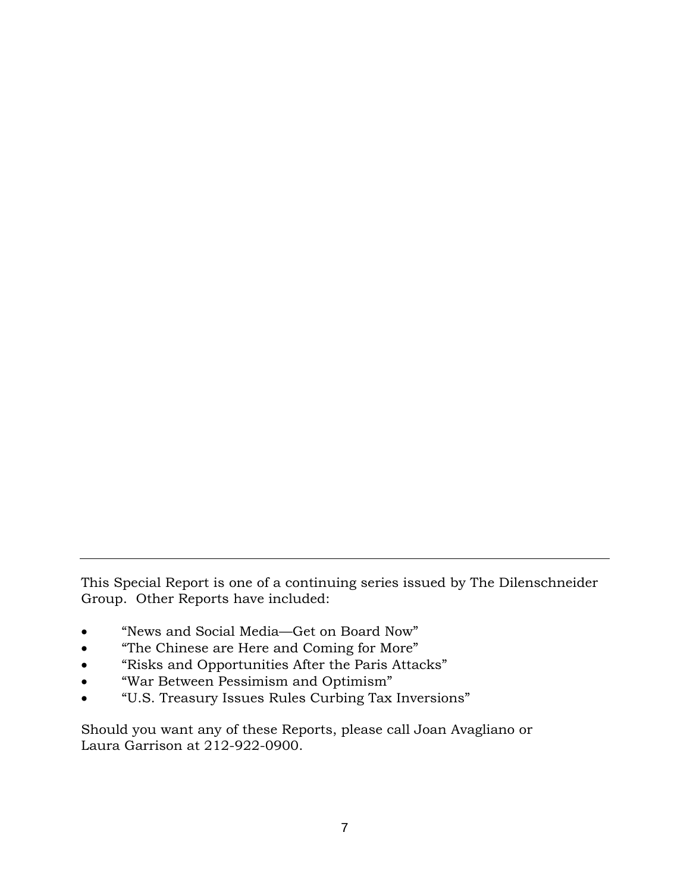---

This Special Report is one of a continuing series issued by The Dilenschneider Group. Other Reports have included:

- "News and Social Media—Get on Board Now"
- "The Chinese are Here and Coming for More"
- "Risks and Opportunities After the Paris Attacks"
- "War Between Pessimism and Optimism"
- "U.S. Treasury Issues Rules Curbing Tax Inversions"

Should you want any of these Reports, please call Joan Avagliano or Laura Garrison at 212-922-0900.